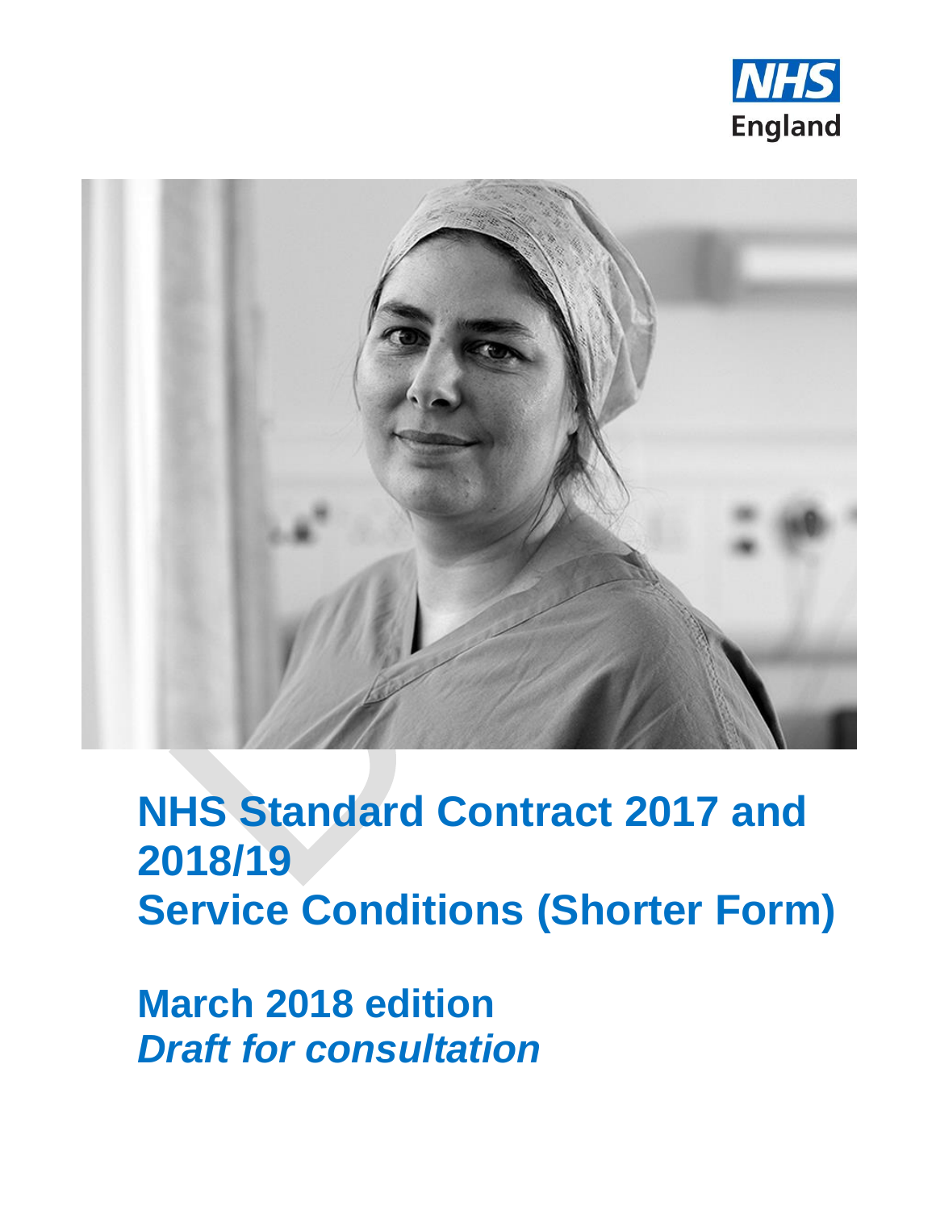NHS England

# NHS Standard Contract 2017 and 2018/19
# Service Conditions (Shorter Form)

## March 2018 edition
## *Draft for consultation*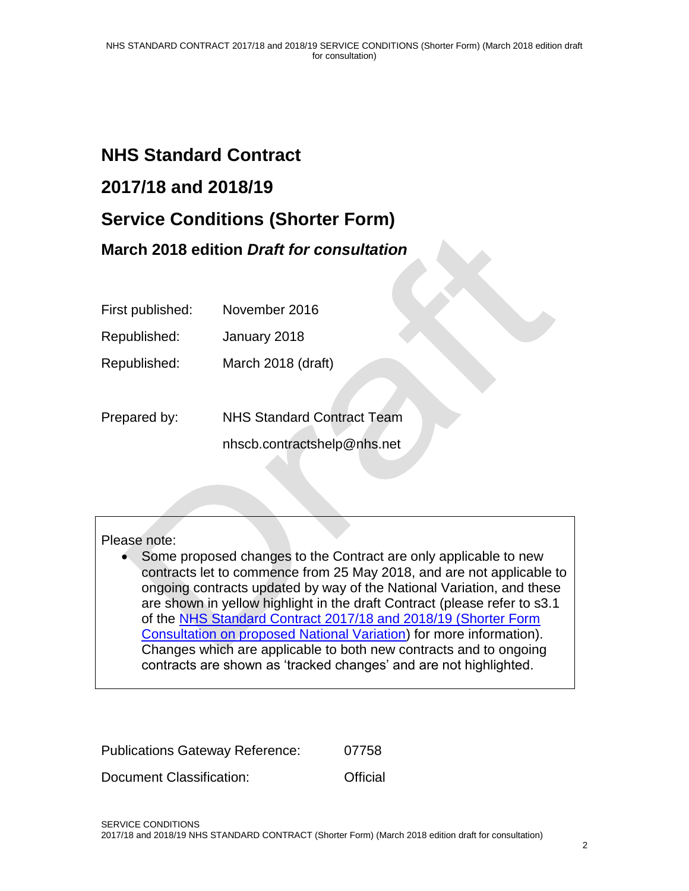# NHS Standard Contract

# 2017/18 and 2018/19

# Service Conditions (Shorter Form)

## March 2018 edition *Draft for consultation*

| | |
|---|---|
| First published: | November 2016 |
| Republished: | January 2018 |
| Republished: | March 2018 (draft) |
| | |
| Prepared by: | NHS Standard Contract Team |
| | nhscb.contractshelp@nhs.net |

Please note:

- Some proposed changes to the Contract are only applicable to new contracts let to commence from 25 May 2018, and are not applicable to ongoing contracts updated by way of the National Variation, and these are shown in yellow highlight in the draft Contract (please refer to s3.1 of the NHS Standard Contract 2017/18 and 2018/19 (Shorter Form Consultation on proposed National Variation) for more information). Changes which are applicable to both new contracts and to ongoing contracts are shown as 'tracked changes' and are not highlighted.

| | |
|---|---|
| Publications Gateway Reference: | 07758 |
| Document Classification: | Official |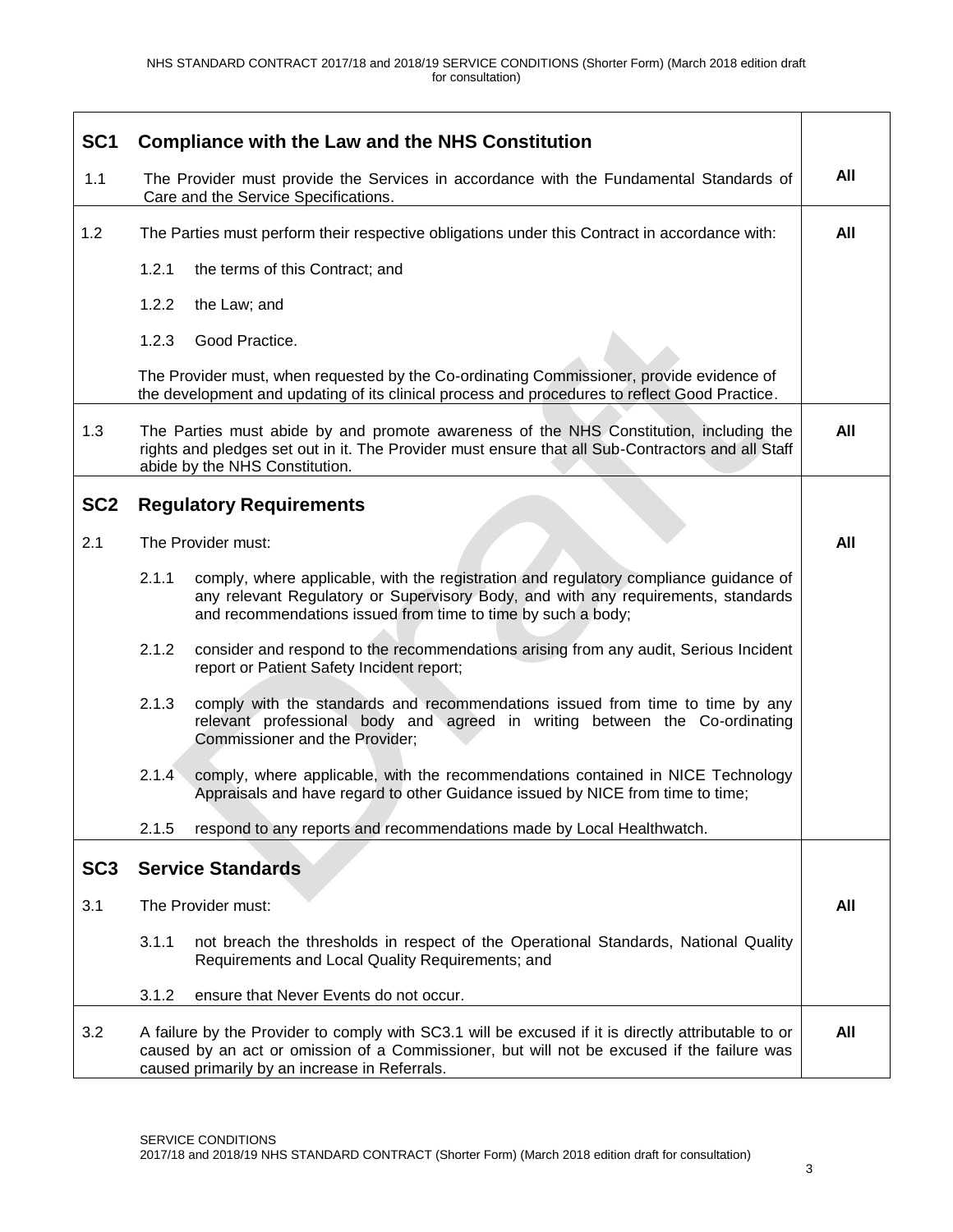## SC1 Compliance with the Law and the NHS Constitution

| | | |
|---|---|---|
| 1.1 | The Provider must provide the Services in accordance with the Fundamental Standards of Care and the Service Specifications. | **All** |
| 1.2 | The Parties must perform their respective obligations under this Contract in accordance with:<br><br>1.2.1 the terms of this Contract; and<br><br>1.2.2 the Law; and<br><br>1.2.3 Good Practice.<br><br>The Provider must, when requested by the Co-ordinating Commissioner, provide evidence of the development and updating of its clinical process and procedures to reflect Good Practice. | **All** |
| 1.3 | The Parties must abide by and promote awareness of the NHS Constitution, including the rights and pledges set out in it. The Provider must ensure that all Sub-Contractors and all Staff abide by the NHS Constitution. | **All** |

## SC2 Regulatory Requirements

| | | |
|---|---|---|
| 2.1 | The Provider must:<br><br>2.1.1 comply, where applicable, with the registration and regulatory compliance guidance of any relevant Regulatory or Supervisory Body, and with any requirements, standards and recommendations issued from time to time by such a body;<br><br>2.1.2 consider and respond to the recommendations arising from any audit, Serious Incident report or Patient Safety Incident report;<br><br>2.1.3 comply with the standards and recommendations issued from time to time by any relevant professional body and agreed in writing between the Co-ordinating Commissioner and the Provider;<br><br>2.1.4 comply, where applicable, with the recommendations contained in NICE Technology Appraisals and have regard to other Guidance issued by NICE from time to time;<br><br>2.1.5 respond to any reports and recommendations made by Local Healthwatch. | **All** |

## SC3 Service Standards

| | | |
|---|---|---|
| 3.1 | The Provider must:<br><br>3.1.1 not breach the thresholds in respect of the Operational Standards, National Quality Requirements and Local Quality Requirements; and<br><br>3.1.2 ensure that Never Events do not occur. | **All** |
| 3.2 | A failure by the Provider to comply with SC3.1 will be excused if it is directly attributable to or caused by an act or omission of a Commissioner, but will not be excused if the failure was caused primarily by an increase in Referrals. | **All** |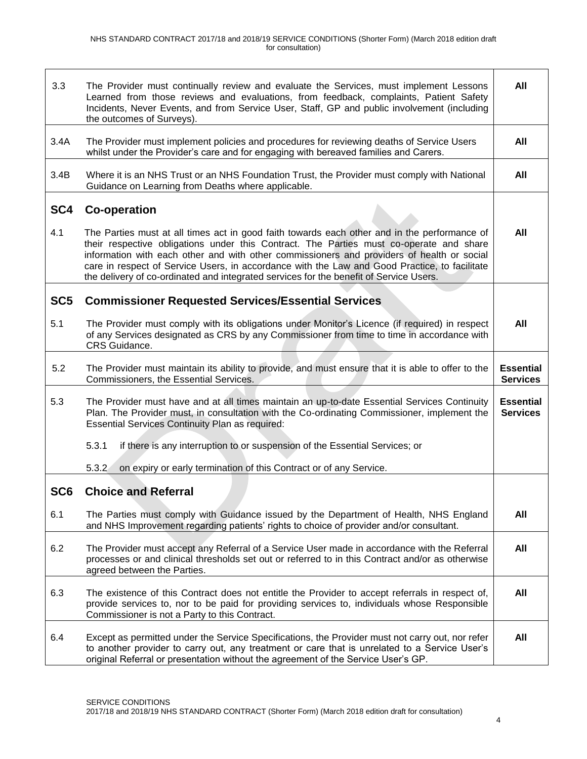| | | |
|---|---|---|
| 3.3 | The Provider must continually review and evaluate the Services, must implement Lessons Learned from those reviews and evaluations, from feedback, complaints, Patient Safety Incidents, Never Events, and from Service User, Staff, GP and public involvement (including the outcomes of Surveys). | **All** |
| 3.4A | The Provider must implement policies and procedures for reviewing deaths of Service Users whilst under the Provider's care and for engaging with bereaved families and Carers. | **All** |
| 3.4B | Where it is an NHS Trust or an NHS Foundation Trust, the Provider must comply with National Guidance on Learning from Deaths where applicable. | **All** |
| **SC4** | **Co-operation** | |
| 4.1 | The Parties must at all times act in good faith towards each other and in the performance of their respective obligations under this Contract. The Parties must co-operate and share information with each other and with other commissioners and providers of health or social care in respect of Service Users, in accordance with the Law and Good Practice, to facilitate the delivery of co-ordinated and integrated services for the benefit of Service Users. | **All** |
| **SC5** | **Commissioner Requested Services/Essential Services** | |
| 5.1 | The Provider must comply with its obligations under Monitor's Licence (if required) in respect of any Services designated as CRS by any Commissioner from time to time in accordance with CRS Guidance. | **All** |
| 5.2 | The Provider must maintain its ability to provide, and must ensure that it is able to offer to the Commissioners, the Essential Services. | **Essential Services** |
| 5.3 | The Provider must have and at all times maintain an up-to-date Essential Services Continuity Plan. The Provider must, in consultation with the Co-ordinating Commissioner, implement the Essential Services Continuity Plan as required:<br><br>5.3.1 if there is any interruption to or suspension of the Essential Services; or<br><br>5.3.2 on expiry or early termination of this Contract or of any Service. | **Essential Services** |
| **SC6** | **Choice and Referral** | |
| 6.1 | The Parties must comply with Guidance issued by the Department of Health, NHS England and NHS Improvement regarding patients' rights to choice of provider and/or consultant. | **All** |
| 6.2 | The Provider must accept any Referral of a Service User made in accordance with the Referral processes or and clinical thresholds set out or referred to in this Contract and/or as otherwise agreed between the Parties. | **All** |
| 6.3 | The existence of this Contract does not entitle the Provider to accept referrals in respect of, provide services to, nor to be paid for providing services to, individuals whose Responsible Commissioner is not a Party to this Contract. | **All** |
| 6.4 | Except as permitted under the Service Specifications, the Provider must not carry out, nor refer to another provider to carry out, any treatment or care that is unrelated to a Service User's original Referral or presentation without the agreement of the Service User's GP. | **All** |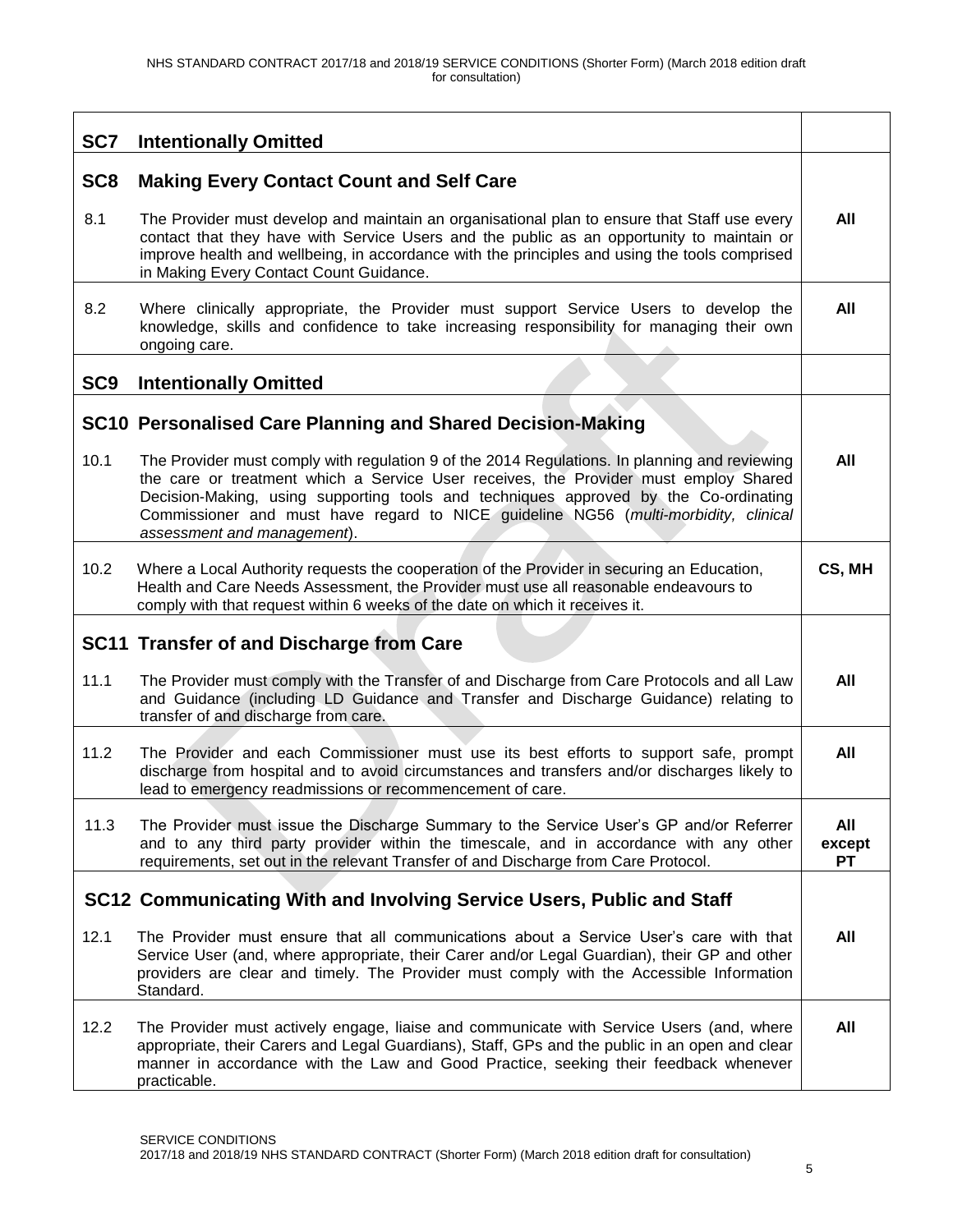| | | |
|---|---|---|
| **SC7** | **Intentionally Omitted** | |
| **SC8** | **Making Every Contact Count and Self Care** | |
| 8.1 | The Provider must develop and maintain an organisational plan to ensure that Staff use every contact that they have with Service Users and the public as an opportunity to maintain or improve health and wellbeing, in accordance with the principles and using the tools comprised in Making Every Contact Count Guidance. | **All** |
| 8.2 | Where clinically appropriate, the Provider must support Service Users to develop the knowledge, skills and confidence to take increasing responsibility for managing their own ongoing care. | **All** |
| **SC9** | **Intentionally Omitted** | |
| **SC10** | **Personalised Care Planning and Shared Decision-Making** | |
| 10.1 | The Provider must comply with regulation 9 of the 2014 Regulations. In planning and reviewing the care or treatment which a Service User receives, the Provider must employ Shared Decision-Making, using supporting tools and techniques approved by the Co-ordinating Commissioner and must have regard to NICE guideline NG56 (*multi-morbidity, clinical assessment and management*). | **All** |
| 10.2 | Where a Local Authority requests the cooperation of the Provider in securing an Education, Health and Care Needs Assessment, the Provider must use all reasonable endeavours to comply with that request within 6 weeks of the date on which it receives it. | **CS, MH** |
| **SC11** | **Transfer of and Discharge from Care** | |
| 11.1 | The Provider must comply with the Transfer of and Discharge from Care Protocols and all Law and Guidance (including LD Guidance and Transfer and Discharge Guidance) relating to transfer of and discharge from care. | **All** |
| 11.2 | The Provider and each Commissioner must use its best efforts to support safe, prompt discharge from hospital and to avoid circumstances and transfers and/or discharges likely to lead to emergency readmissions or recommencement of care. | **All** |
| 11.3 | The Provider must issue the Discharge Summary to the Service User's GP and/or Referrer and to any third party provider within the timescale, and in accordance with any other requirements, set out in the relevant Transfer of and Discharge from Care Protocol. | **All except PT** |
| **SC12** | **Communicating With and Involving Service Users, Public and Staff** | |
| 12.1 | The Provider must ensure that all communications about a Service User's care with that Service User (and, where appropriate, their Carer and/or Legal Guardian), their GP and other providers are clear and timely. The Provider must comply with the Accessible Information Standard. | **All** |
| 12.2 | The Provider must actively engage, liaise and communicate with Service Users (and, where appropriate, their Carers and Legal Guardians), Staff, GPs and the public in an open and clear manner in accordance with the Law and Good Practice, seeking their feedback whenever practicable. | **All** |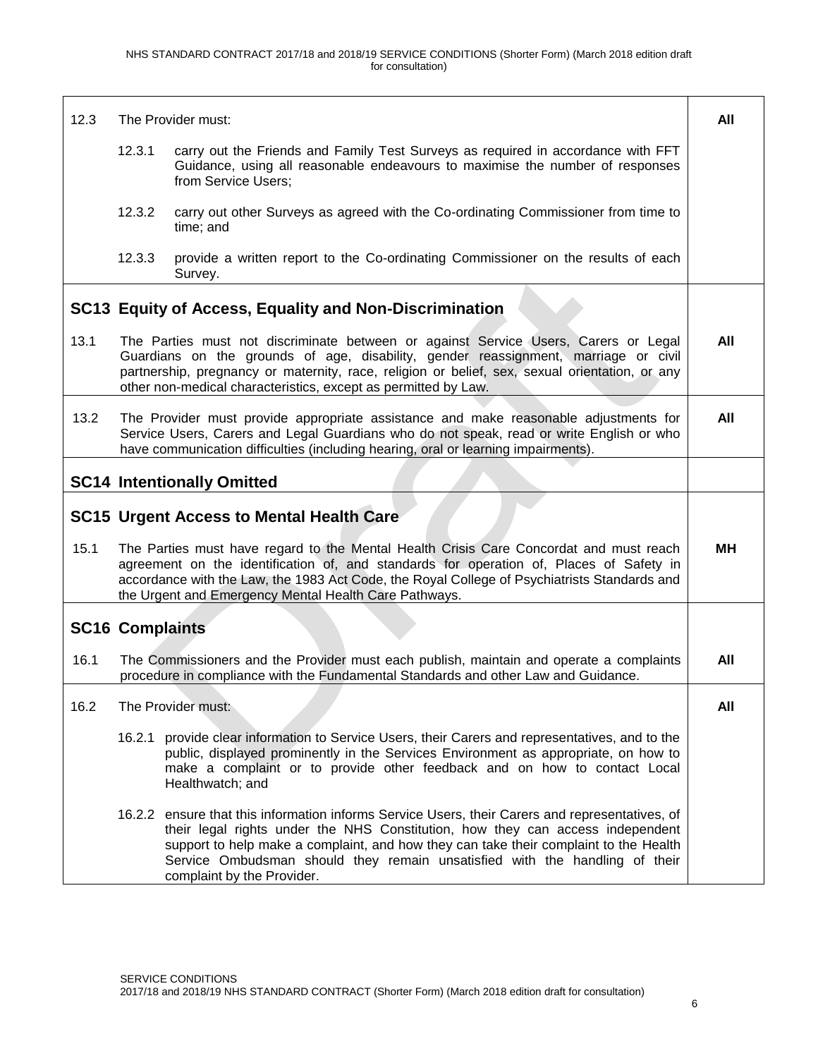| | | |
|---|---|---|
| 12.3 | The Provider must: | **All** |
| | 12.3.1 carry out the Friends and Family Test Surveys as required in accordance with FFT Guidance, using all reasonable endeavours to maximise the number of responses from Service Users; | |
| | 12.3.2 carry out other Surveys as agreed with the Co-ordinating Commissioner from time to time; and | |
| | 12.3.3 provide a written report to the Co-ordinating Commissioner on the results of each Survey. | |
| **SC13** | **Equity of Access, Equality and Non-Discrimination** | |
| 13.1 | The Parties must not discriminate between or against Service Users, Carers or Legal Guardians on the grounds of age, disability, gender reassignment, marriage or civil partnership, pregnancy or maternity, race, religion or belief, sex, sexual orientation, or any other non-medical characteristics, except as permitted by Law. | **All** |
| 13.2 | The Provider must provide appropriate assistance and make reasonable adjustments for Service Users, Carers and Legal Guardians who do not speak, read or write English or who have communication difficulties (including hearing, oral or learning impairments). | **All** |
| **SC14** | **Intentionally Omitted** | |
| **SC15** | **Urgent Access to Mental Health Care** | |
| 15.1 | The Parties must have regard to the Mental Health Crisis Care Concordat and must reach agreement on the identification of, and standards for operation of, Places of Safety in accordance with the Law, the 1983 Act Code, the Royal College of Psychiatrists Standards and the Urgent and Emergency Mental Health Care Pathways. | **MH** |
| **SC16** | **Complaints** | |
| 16.1 | The Commissioners and the Provider must each publish, maintain and operate a complaints procedure in compliance with the Fundamental Standards and other Law and Guidance. | **All** |
| 16.2 | The Provider must: | **All** |
| | 16.2.1 provide clear information to Service Users, their Carers and representatives, and to the public, displayed prominently in the Services Environment as appropriate, on how to make a complaint or to provide other feedback and on how to contact Local Healthwatch; and | |
| | 16.2.2 ensure that this information informs Service Users, their Carers and representatives, of their legal rights under the NHS Constitution, how they can access independent support to help make a complaint, and how they can take their complaint to the Health Service Ombudsman should they remain unsatisfied with the handling of their complaint by the Provider. | |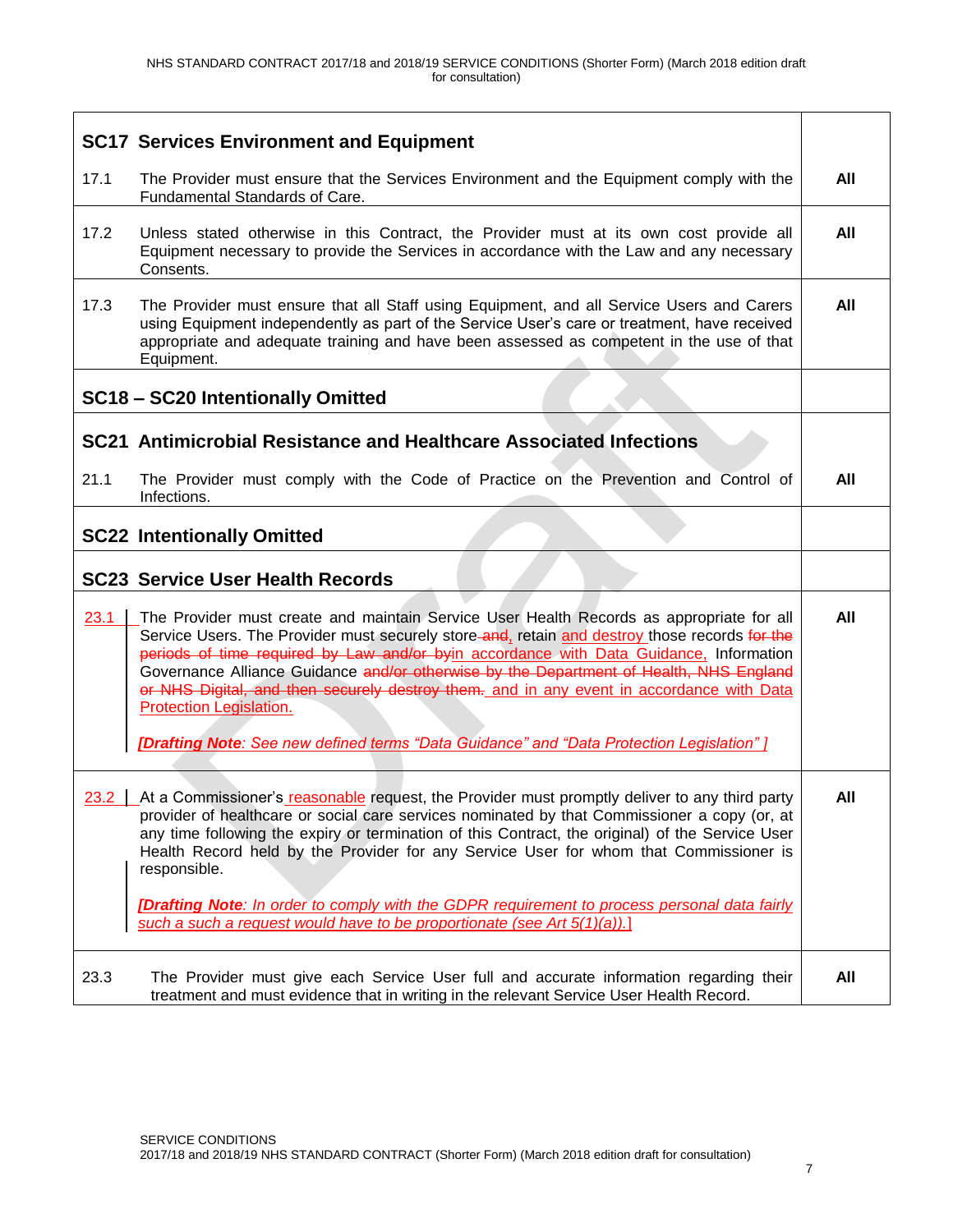| | |
|---|---|
| **SC17 Services Environment and Equipment** | |
| 17.1 The Provider must ensure that the Services Environment and the Equipment comply with the Fundamental Standards of Care. | **All** |
| 17.2 Unless stated otherwise in this Contract, the Provider must at its own cost provide all Equipment necessary to provide the Services in accordance with the Law and any necessary Consents. | **All** |
| 17.3 The Provider must ensure that all Staff using Equipment, and all Service Users and Carers using Equipment independently as part of the Service User's care or treatment, have received appropriate and adequate training and have been assessed as competent in the use of that Equipment. | **All** |
| **SC18 – SC20 Intentionally Omitted** | |
| **SC21 Antimicrobial Resistance and Healthcare Associated Infections** | |
| 21.1 The Provider must comply with the Code of Practice on the Prevention and Control of Infections. | **All** |
| **SC22 Intentionally Omitted** | |
| **SC23 Service User Health Records** | |
| 23.1 The Provider must create and maintain Service User Health Records as appropriate for all Service Users. The Provider must securely store ~~and~~, retain and destroy those records ~~for the periods of time required by Law and/or by~~in accordance with Data Guidance, Information Governance Alliance Guidance ~~and/or otherwise by the Department of Health, NHS England or NHS Digital, and then securely destroy them.~~ and in any event in accordance with Data Protection Legislation.<br><br>***[Drafting Note**: See new defined terms "Data Guidance" and "Data Protection Legislation" ]* | **All** |
| 23.2 At a Commissioner's reasonable request, the Provider must promptly deliver to any third party provider of healthcare or social care services nominated by that Commissioner a copy (or, at any time following the expiry or termination of this Contract, the original) of the Service User Health Record held by the Provider for any Service User for whom that Commissioner is responsible.<br><br>***[Drafting Note**: In order to comply with the GDPR requirement to process personal data fairly such a such a request would have to be proportionate (see Art 5(1)(a)).]* | **All** |
| 23.3 The Provider must give each Service User full and accurate information regarding their treatment and must evidence that in writing in the relevant Service User Health Record. | **All** |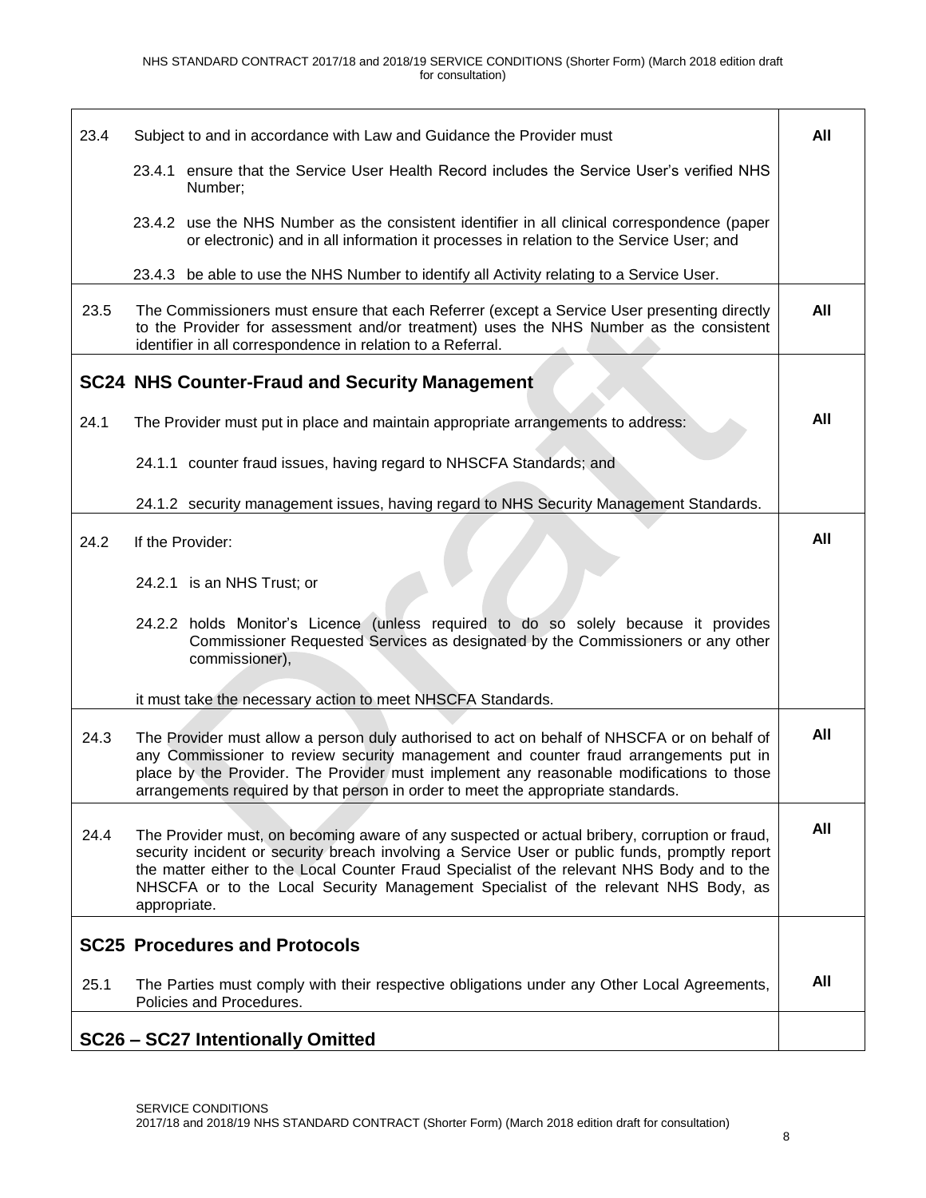| | | |
|---|---|---|
| 23.4 | Subject to and in accordance with Law and Guidance the Provider must<br><br>23.4.1 ensure that the Service User Health Record includes the Service User's verified NHS Number;<br><br>23.4.2 use the NHS Number as the consistent identifier in all clinical correspondence (paper or electronic) and in all information it processes in relation to the Service User; and<br><br>23.4.3 be able to use the NHS Number to identify all Activity relating to a Service User. | **All** |
| 23.5 | The Commissioners must ensure that each Referrer (except a Service User presenting directly to the Provider for assessment and/or treatment) uses the NHS Number as the consistent identifier in all correspondence in relation to a Referral. | **All** |
| | **SC24 NHS Counter-Fraud and Security Management** | |
| 24.1 | The Provider must put in place and maintain appropriate arrangements to address:<br><br>24.1.1 counter fraud issues, having regard to NHSCFA Standards; and<br><br>24.1.2 security management issues, having regard to NHS Security Management Standards. | **All** |
| 24.2 | If the Provider:<br><br>24.2.1 is an NHS Trust; or<br><br>24.2.2 holds Monitor's Licence (unless required to do so solely because it provides Commissioner Requested Services as designated by the Commissioners or any other commissioner),<br><br>it must take the necessary action to meet NHSCFA Standards. | **All** |
| 24.3 | The Provider must allow a person duly authorised to act on behalf of NHSCFA or on behalf of any Commissioner to review security management and counter fraud arrangements put in place by the Provider. The Provider must implement any reasonable modifications to those arrangements required by that person in order to meet the appropriate standards. | **All** |
| 24.4 | The Provider must, on becoming aware of any suspected or actual bribery, corruption or fraud, security incident or security breach involving a Service User or public funds, promptly report the matter either to the Local Counter Fraud Specialist of the relevant NHS Body and to the NHSCFA or to the Local Security Management Specialist of the relevant NHS Body, as appropriate. | **All** |
| | **SC25 Procedures and Protocols** | |
| 25.1 | The Parties must comply with their respective obligations under any Other Local Agreements, Policies and Procedures. | **All** |
| | **SC26 – SC27 Intentionally Omitted** | |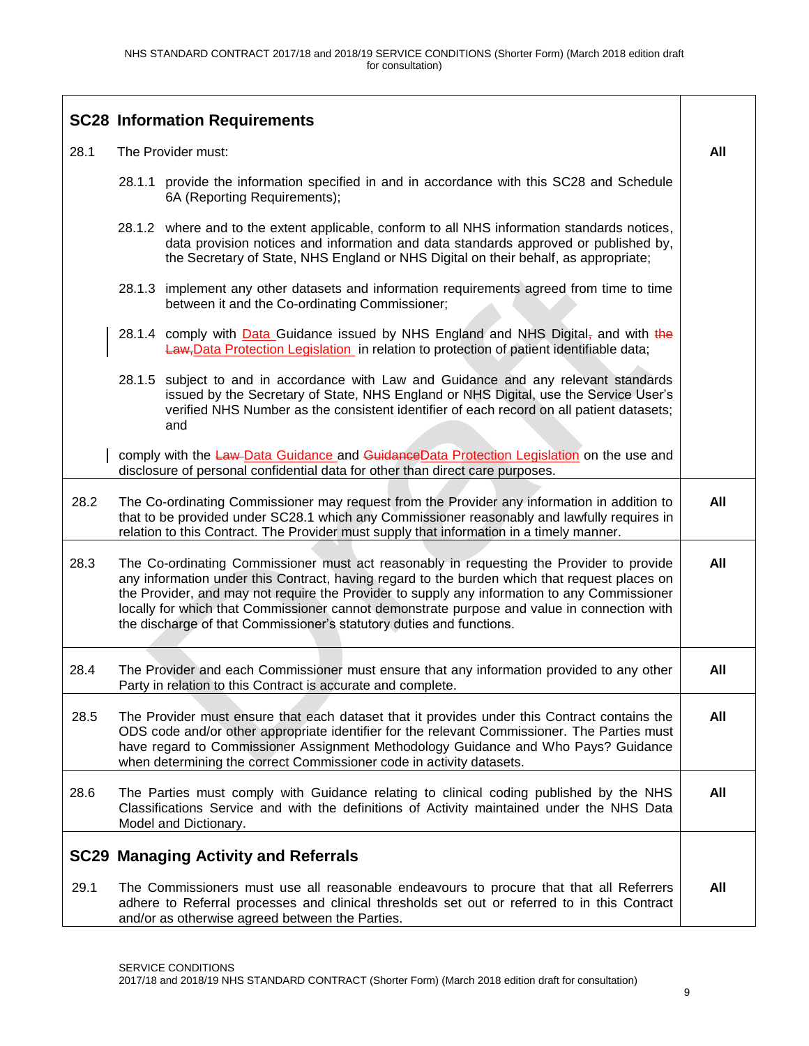| **SC28 Information Requirements** | |
|---|---|
| 28.1 The Provider must: | **All** |
| 28.1.1 provide the information specified in and in accordance with this SC28 and Schedule 6A (Reporting Requirements); | |
| 28.1.2 where and to the extent applicable, conform to all NHS information standards notices, data provision notices and information and data standards approved or published by, the Secretary of State, NHS England or NHS Digital on their behalf, as appropriate; | |
| 28.1.3 implement any other datasets and information requirements agreed from time to time between it and the Co-ordinating Commissioner; | |
| 28.1.4 comply with Data Guidance issued by NHS England and NHS Digital, and with ~~the Law,~~Data Protection Legislation in relation to protection of patient identifiable data; | |
| 28.1.5 subject to and in accordance with Law and Guidance and any relevant standards issued by the Secretary of State, NHS England or NHS Digital, use the Service User's verified NHS Number as the consistent identifier of each record on all patient datasets; and | |
| comply with the ~~Law~~ Data Guidance and ~~Guidance~~Data Protection Legislation on the use and disclosure of personal confidential data for other than direct care purposes. | |
| 28.2 The Co-ordinating Commissioner may request from the Provider any information in addition to that to be provided under SC28.1 which any Commissioner reasonably and lawfully requires in relation to this Contract. The Provider must supply that information in a timely manner. | **All** |
| 28.3 The Co-ordinating Commissioner must act reasonably in requesting the Provider to provide any information under this Contract, having regard to the burden which that request places on the Provider, and may not require the Provider to supply any information to any Commissioner locally for which that Commissioner cannot demonstrate purpose and value in connection with the discharge of that Commissioner's statutory duties and functions. | **All** |
| 28.4 The Provider and each Commissioner must ensure that any information provided to any other Party in relation to this Contract is accurate and complete. | **All** |
| 28.5 The Provider must ensure that each dataset that it provides under this Contract contains the ODS code and/or other appropriate identifier for the relevant Commissioner. The Parties must have regard to Commissioner Assignment Methodology Guidance and Who Pays? Guidance when determining the correct Commissioner code in activity datasets. | **All** |
| 28.6 The Parties must comply with Guidance relating to clinical coding published by the NHS Classifications Service and with the definitions of Activity maintained under the NHS Data Model and Dictionary. | **All** |
| **SC29 Managing Activity and Referrals** | |
| 29.1 The Commissioners must use all reasonable endeavours to procure that that all Referrers adhere to Referral processes and clinical thresholds set out or referred to in this Contract and/or as otherwise agreed between the Parties. | **All** |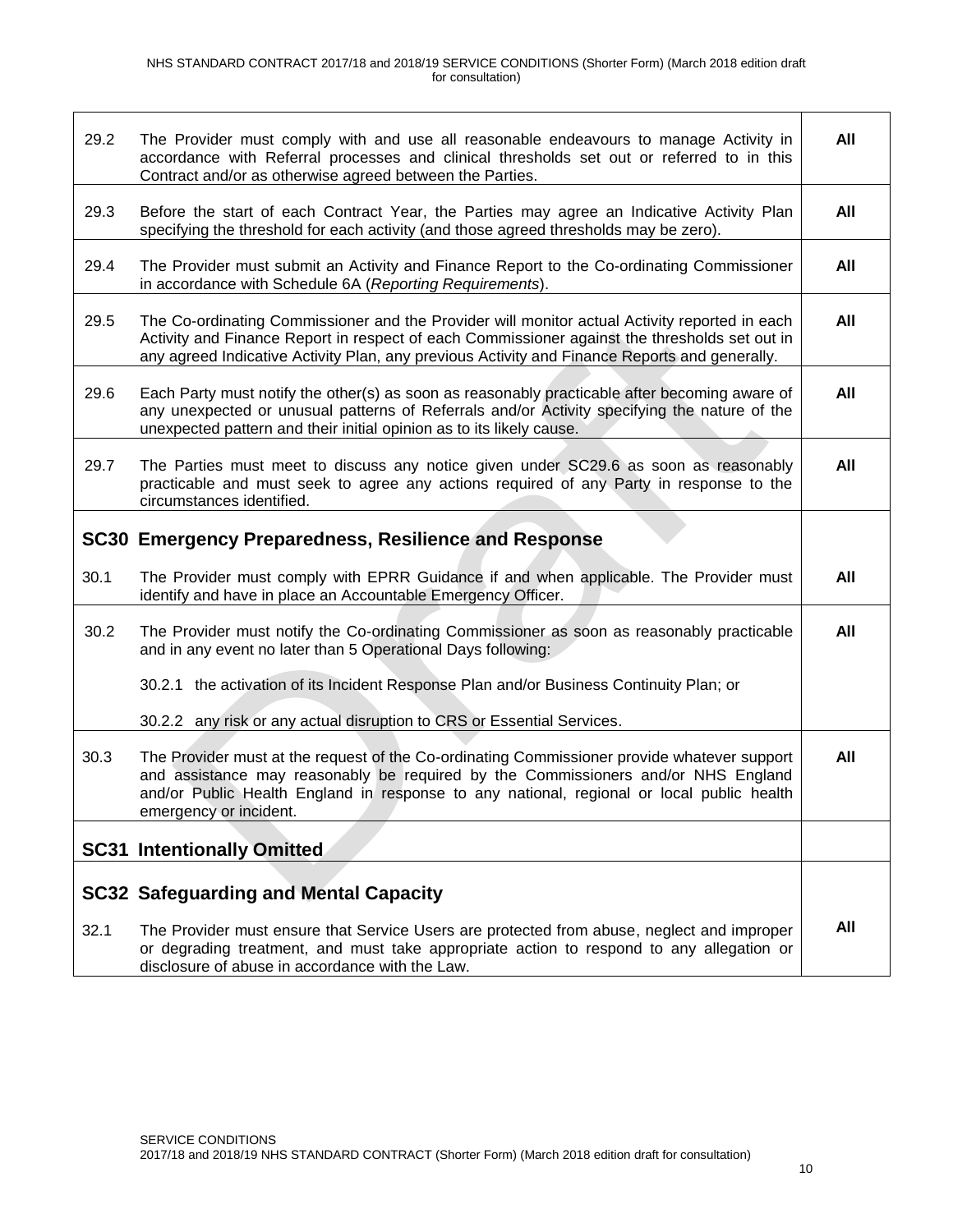| | | |
|---|---|---|
| 29.2 | The Provider must comply with and use all reasonable endeavours to manage Activity in accordance with Referral processes and clinical thresholds set out or referred to in this Contract and/or as otherwise agreed between the Parties. | **All** |
| 29.3 | Before the start of each Contract Year, the Parties may agree an Indicative Activity Plan specifying the threshold for each activity (and those agreed thresholds may be zero). | **All** |
| 29.4 | The Provider must submit an Activity and Finance Report to the Co-ordinating Commissioner in accordance with Schedule 6A (*Reporting Requirements*). | **All** |
| 29.5 | The Co-ordinating Commissioner and the Provider will monitor actual Activity reported in each Activity and Finance Report in respect of each Commissioner against the thresholds set out in any agreed Indicative Activity Plan, any previous Activity and Finance Reports and generally. | **All** |
| 29.6 | Each Party must notify the other(s) as soon as reasonably practicable after becoming aware of any unexpected or unusual patterns of Referrals and/or Activity specifying the nature of the unexpected pattern and their initial opinion as to its likely cause. | **All** |
| 29.7 | The Parties must meet to discuss any notice given under SC29.6 as soon as reasonably practicable and must seek to agree any actions required of any Party in response to the circumstances identified. | **All** |
| **SC30** | **Emergency Preparedness, Resilience and Response** | |
| 30.1 | The Provider must comply with EPRR Guidance if and when applicable. The Provider must identify and have in place an Accountable Emergency Officer. | **All** |
| 30.2 | The Provider must notify the Co-ordinating Commissioner as soon as reasonably practicable and in any event no later than 5 Operational Days following:<br><br>30.2.1 the activation of its Incident Response Plan and/or Business Continuity Plan; or<br><br>30.2.2 any risk or any actual disruption to CRS or Essential Services. | **All** |
| 30.3 | The Provider must at the request of the Co-ordinating Commissioner provide whatever support and assistance may reasonably be required by the Commissioners and/or NHS England and/or Public Health England in response to any national, regional or local public health emergency or incident. | **All** |
| **SC31** | **Intentionally Omitted** | |
| **SC32** | **Safeguarding and Mental Capacity** | |
| 32.1 | The Provider must ensure that Service Users are protected from abuse, neglect and improper or degrading treatment, and must take appropriate action to respond to any allegation or disclosure of abuse in accordance with the Law. | **All** |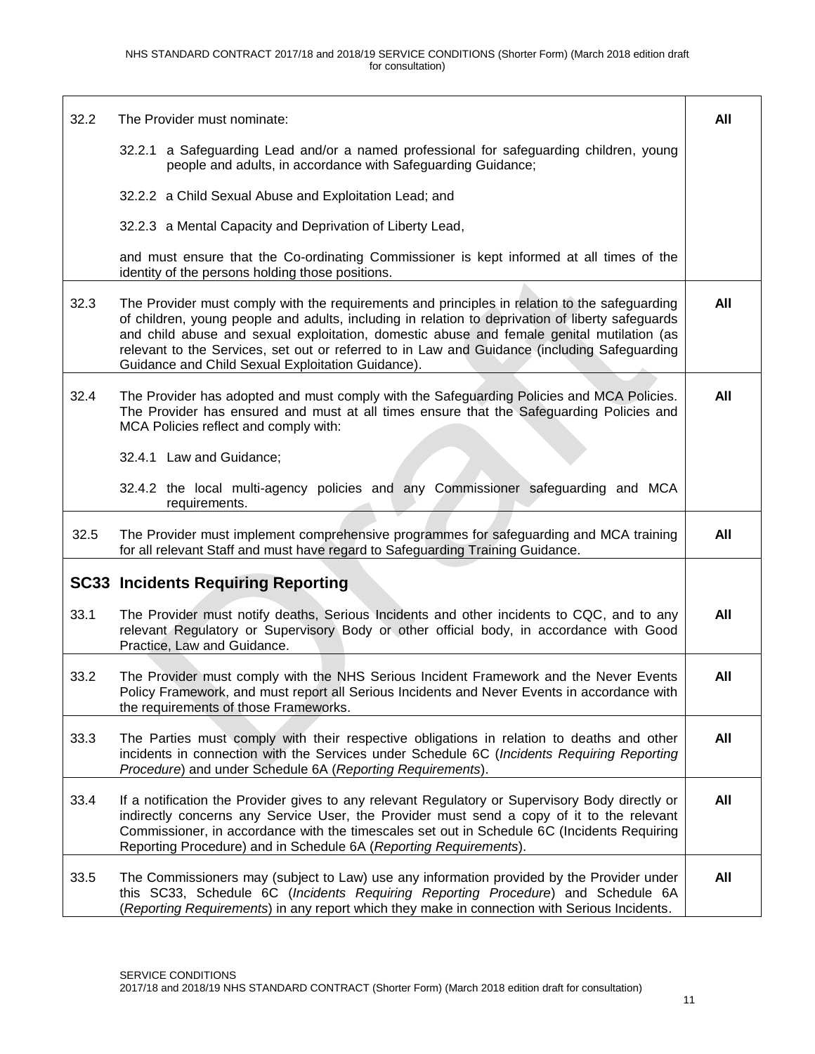| | | |
|---|---|---|
| 32.2 | The Provider must nominate:<br><br>32.2.1 a Safeguarding Lead and/or a named professional for safeguarding children, young people and adults, in accordance with Safeguarding Guidance;<br><br>32.2.2 a Child Sexual Abuse and Exploitation Lead; and<br><br>32.2.3 a Mental Capacity and Deprivation of Liberty Lead,<br><br>and must ensure that the Co-ordinating Commissioner is kept informed at all times of the identity of the persons holding those positions. | **All** |
| 32.3 | The Provider must comply with the requirements and principles in relation to the safeguarding of children, young people and adults, including in relation to deprivation of liberty safeguards and child abuse and sexual exploitation, domestic abuse and female genital mutilation (as relevant to the Services, set out or referred to in Law and Guidance (including Safeguarding Guidance and Child Sexual Exploitation Guidance). | **All** |
| 32.4 | The Provider has adopted and must comply with the Safeguarding Policies and MCA Policies. The Provider has ensured and must at all times ensure that the Safeguarding Policies and MCA Policies reflect and comply with:<br><br>32.4.1 Law and Guidance;<br><br>32.4.2 the local multi-agency policies and any Commissioner safeguarding and MCA requirements. | **All** |
| 32.5 | The Provider must implement comprehensive programmes for safeguarding and MCA training for all relevant Staff and must have regard to Safeguarding Training Guidance. | **All** |
| **SC33** | **Incidents Requiring Reporting** | |
| 33.1 | The Provider must notify deaths, Serious Incidents and other incidents to CQC, and to any relevant Regulatory or Supervisory Body or other official body, in accordance with Good Practice, Law and Guidance. | **All** |
| 33.2 | The Provider must comply with the NHS Serious Incident Framework and the Never Events Policy Framework, and must report all Serious Incidents and Never Events in accordance with the requirements of those Frameworks. | **All** |
| 33.3 | The Parties must comply with their respective obligations in relation to deaths and other incidents in connection with the Services under Schedule 6C (*Incidents Requiring Reporting Procedure*) and under Schedule 6A (*Reporting Requirements*). | **All** |
| 33.4 | If a notification the Provider gives to any relevant Regulatory or Supervisory Body directly or indirectly concerns any Service User, the Provider must send a copy of it to the relevant Commissioner, in accordance with the timescales set out in Schedule 6C (Incidents Requiring Reporting Procedure) and in Schedule 6A (*Reporting Requirements*). | **All** |
| 33.5 | The Commissioners may (subject to Law) use any information provided by the Provider under this SC33, Schedule 6C (*Incidents Requiring Reporting Procedure*) and Schedule 6A (*Reporting Requirements*) in any report which they make in connection with Serious Incidents. | **All** |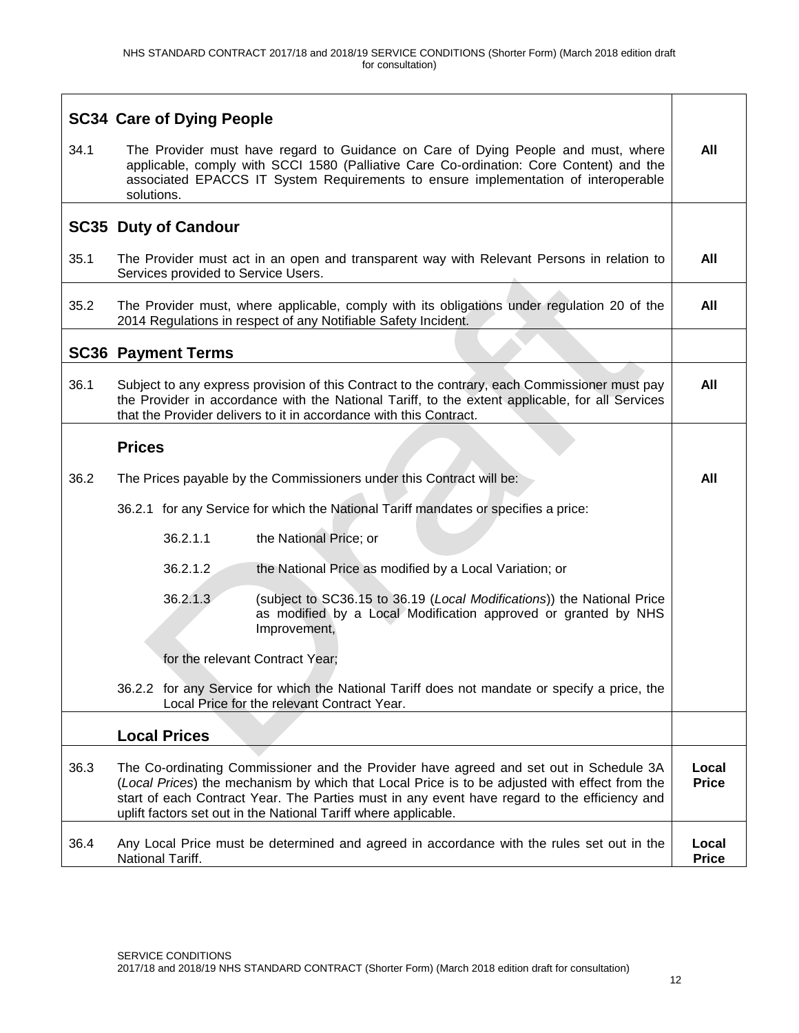## SC34 Care of Dying People

| | | |
|---|---|---|
| 34.1 | The Provider must have regard to Guidance on Care of Dying People and must, where applicable, comply with SCCI 1580 (Palliative Care Co-ordination: Core Content) and the associated EPACCS IT System Requirements to ensure implementation of interoperable solutions. | **All** |

## SC35 Duty of Candour

| | | |
|---|---|---|
| 35.1 | The Provider must act in an open and transparent way with Relevant Persons in relation to Services provided to Service Users. | **All** |
| 35.2 | The Provider must, where applicable, comply with its obligations under regulation 20 of the 2014 Regulations in respect of any Notifiable Safety Incident. | **All** |

## SC36 Payment Terms

| | | |
|---|---|---|
| 36.1 | Subject to any express provision of this Contract to the contrary, each Commissioner must pay the Provider in accordance with the National Tariff, to the extent applicable, for all Services that the Provider delivers to it in accordance with this Contract. | **All** |

### Prices

36.2 The Prices payable by the Commissioners under this Contract will be: **All**

36.2.1 for any Service for which the National Tariff mandates or specifies a price:

- 36.2.1.1 the National Price; or
- 36.2.1.2 the National Price as modified by a Local Variation; or
- 36.2.1.3 (subject to SC36.15 to 36.19 (*Local Modifications*)) the National Price as modified by a Local Modification approved or granted by NHS Improvement,

for the relevant Contract Year;

36.2.2 for any Service for which the National Tariff does not mandate or specify a price, the Local Price for the relevant Contract Year.

### Local Prices

| | | |
|---|---|---|
| 36.3 | The Co-ordinating Commissioner and the Provider have agreed and set out in Schedule 3A (*Local Prices*) the mechanism by which that Local Price is to be adjusted with effect from the start of each Contract Year. The Parties must in any event have regard to the efficiency and uplift factors set out in the National Tariff where applicable. | **Local Price** |
| 36.4 | Any Local Price must be determined and agreed in accordance with the rules set out in the National Tariff. | **Local Price** |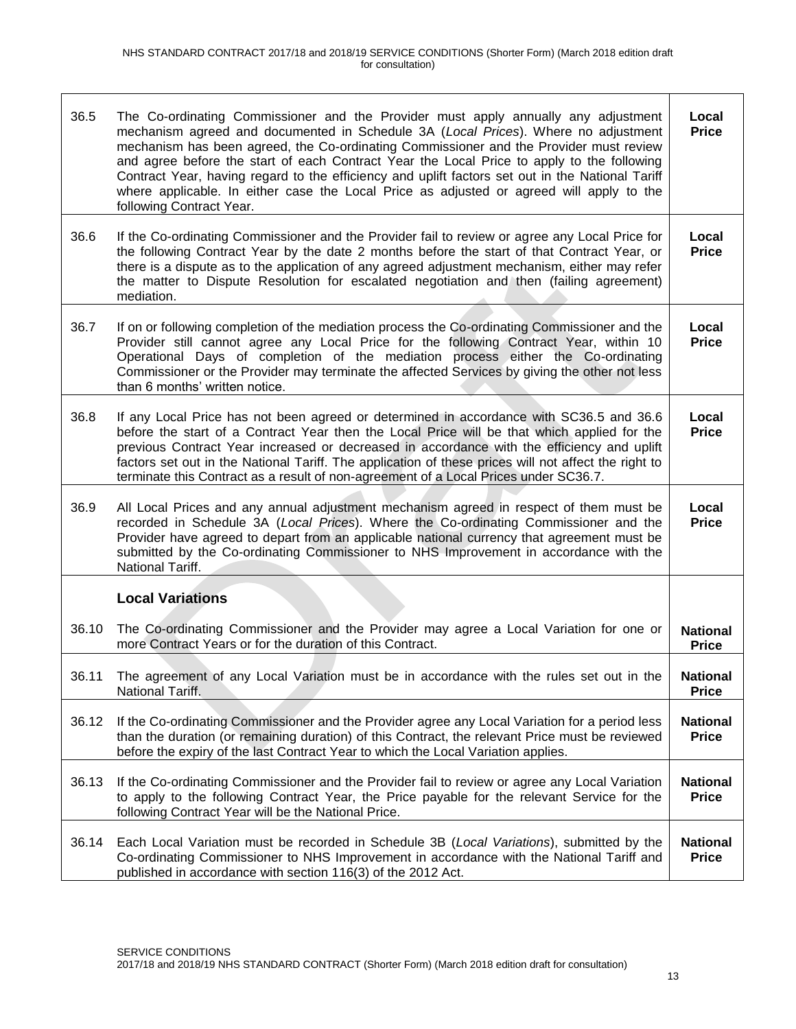| | | |
|---|---|---|
| 36.5 | The Co-ordinating Commissioner and the Provider must apply annually any adjustment mechanism agreed and documented in Schedule 3A (*Local Prices*). Where no adjustment mechanism has been agreed, the Co-ordinating Commissioner and the Provider must review and agree before the start of each Contract Year the Local Price to apply to the following Contract Year, having regard to the efficiency and uplift factors set out in the National Tariff where applicable. In either case the Local Price as adjusted or agreed will apply to the following Contract Year. | **Local Price** |
| 36.6 | If the Co-ordinating Commissioner and the Provider fail to review or agree any Local Price for the following Contract Year by the date 2 months before the start of that Contract Year, or there is a dispute as to the application of any agreed adjustment mechanism, either may refer the matter to Dispute Resolution for escalated negotiation and then (failing agreement) mediation. | **Local Price** |
| 36.7 | If on or following completion of the mediation process the Co-ordinating Commissioner and the Provider still cannot agree any Local Price for the following Contract Year, within 10 Operational Days of completion of the mediation process either the Co-ordinating Commissioner or the Provider may terminate the affected Services by giving the other not less than 6 months' written notice. | **Local Price** |
| 36.8 | If any Local Price has not been agreed or determined in accordance with SC36.5 and 36.6 before the start of a Contract Year then the Local Price will be that which applied for the previous Contract Year increased or decreased in accordance with the efficiency and uplift factors set out in the National Tariff. The application of these prices will not affect the right to terminate this Contract as a result of non-agreement of a Local Prices under SC36.7. | **Local Price** |
| 36.9 | All Local Prices and any annual adjustment mechanism agreed in respect of them must be recorded in Schedule 3A (*Local Prices*). Where the Co-ordinating Commissioner and the Provider have agreed to depart from an applicable national currency that agreement must be submitted by the Co-ordinating Commissioner to NHS Improvement in accordance with the National Tariff. | **Local Price** |
| | **Local Variations** | |
| 36.10 | The Co-ordinating Commissioner and the Provider may agree a Local Variation for one or more Contract Years or for the duration of this Contract. | **National Price** |
| 36.11 | The agreement of any Local Variation must be in accordance with the rules set out in the National Tariff. | **National Price** |
| 36.12 | If the Co-ordinating Commissioner and the Provider agree any Local Variation for a period less than the duration (or remaining duration) of this Contract, the relevant Price must be reviewed before the expiry of the last Contract Year to which the Local Variation applies. | **National Price** |
| 36.13 | If the Co-ordinating Commissioner and the Provider fail to review or agree any Local Variation to apply to the following Contract Year, the Price payable for the relevant Service for the following Contract Year will be the National Price. | **National Price** |
| 36.14 | Each Local Variation must be recorded in Schedule 3B (*Local Variations*), submitted by the Co-ordinating Commissioner to NHS Improvement in accordance with the National Tariff and published in accordance with section 116(3) of the 2012 Act. | **National Price** |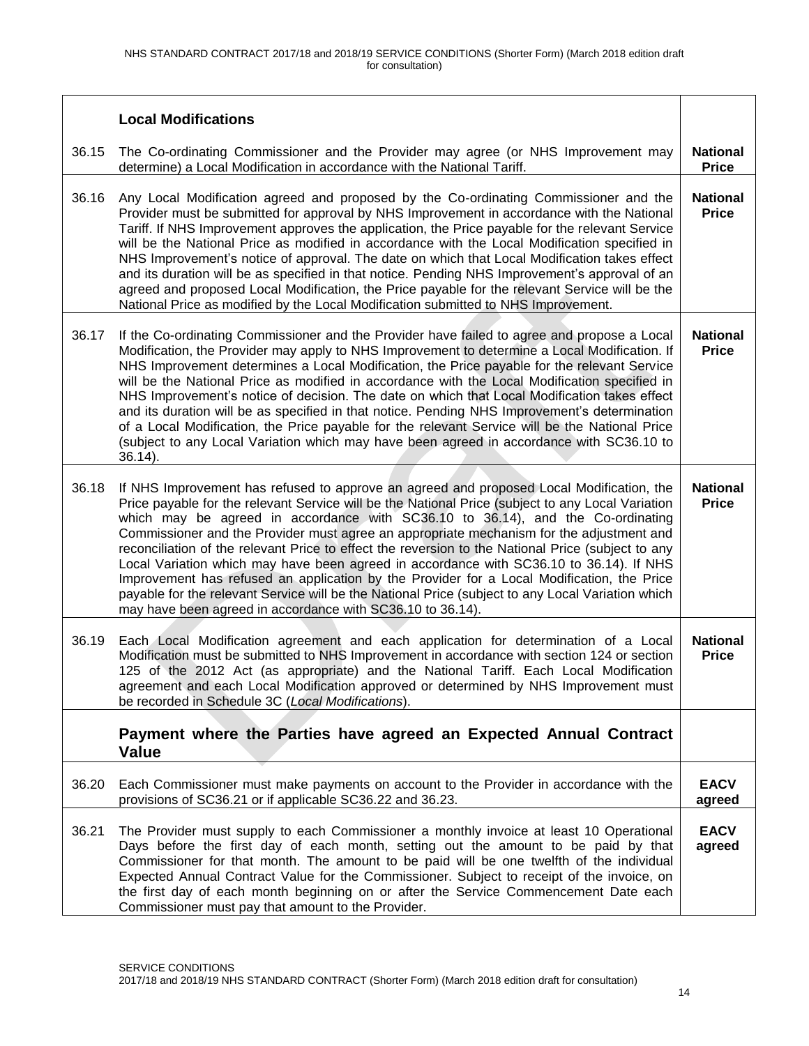| | **Local Modifications** | |
|---|---|---|
| 36.15 | The Co-ordinating Commissioner and the Provider may agree (or NHS Improvement may determine) a Local Modification in accordance with the National Tariff. | **National Price** |
| 36.16 | Any Local Modification agreed and proposed by the Co-ordinating Commissioner and the Provider must be submitted for approval by NHS Improvement in accordance with the National Tariff. If NHS Improvement approves the application, the Price payable for the relevant Service will be the National Price as modified in accordance with the Local Modification specified in NHS Improvement's notice of approval. The date on which that Local Modification takes effect and its duration will be as specified in that notice. Pending NHS Improvement's approval of an agreed and proposed Local Modification, the Price payable for the relevant Service will be the National Price as modified by the Local Modification submitted to NHS Improvement. | **National Price** |
| 36.17 | If the Co-ordinating Commissioner and the Provider have failed to agree and propose a Local Modification, the Provider may apply to NHS Improvement to determine a Local Modification. If NHS Improvement determines a Local Modification, the Price payable for the relevant Service will be the National Price as modified in accordance with the Local Modification specified in NHS Improvement's notice of decision. The date on which that Local Modification takes effect and its duration will be as specified in that notice. Pending NHS Improvement's determination of a Local Modification, the Price payable for the relevant Service will be the National Price (subject to any Local Variation which may have been agreed in accordance with SC36.10 to 36.14). | **National Price** |
| 36.18 | If NHS Improvement has refused to approve an agreed and proposed Local Modification, the Price payable for the relevant Service will be the National Price (subject to any Local Variation which may be agreed in accordance with SC36.10 to 36.14), and the Co-ordinating Commissioner and the Provider must agree an appropriate mechanism for the adjustment and reconciliation of the relevant Price to effect the reversion to the National Price (subject to any Local Variation which may have been agreed in accordance with SC36.10 to 36.14). If NHS Improvement has refused an application by the Provider for a Local Modification, the Price payable for the relevant Service will be the National Price (subject to any Local Variation which may have been agreed in accordance with SC36.10 to 36.14). | **National Price** |
| 36.19 | Each Local Modification agreement and each application for determination of a Local Modification must be submitted to NHS Improvement in accordance with section 124 or section 125 of the 2012 Act (as appropriate) and the National Tariff. Each Local Modification agreement and each Local Modification approved or determined by NHS Improvement must be recorded in Schedule 3C (*Local Modifications*). | **National Price** |
| | **Payment where the Parties have agreed an Expected Annual Contract Value** | |
| 36.20 | Each Commissioner must make payments on account to the Provider in accordance with the provisions of SC36.21 or if applicable SC36.22 and 36.23. | **EACV agreed** |
| 36.21 | The Provider must supply to each Commissioner a monthly invoice at least 10 Operational Days before the first day of each month, setting out the amount to be paid by that Commissioner for that month. The amount to be paid will be one twelfth of the individual Expected Annual Contract Value for the Commissioner. Subject to receipt of the invoice, on the first day of each month beginning on or after the Service Commencement Date each Commissioner must pay that amount to the Provider. | **EACV agreed** |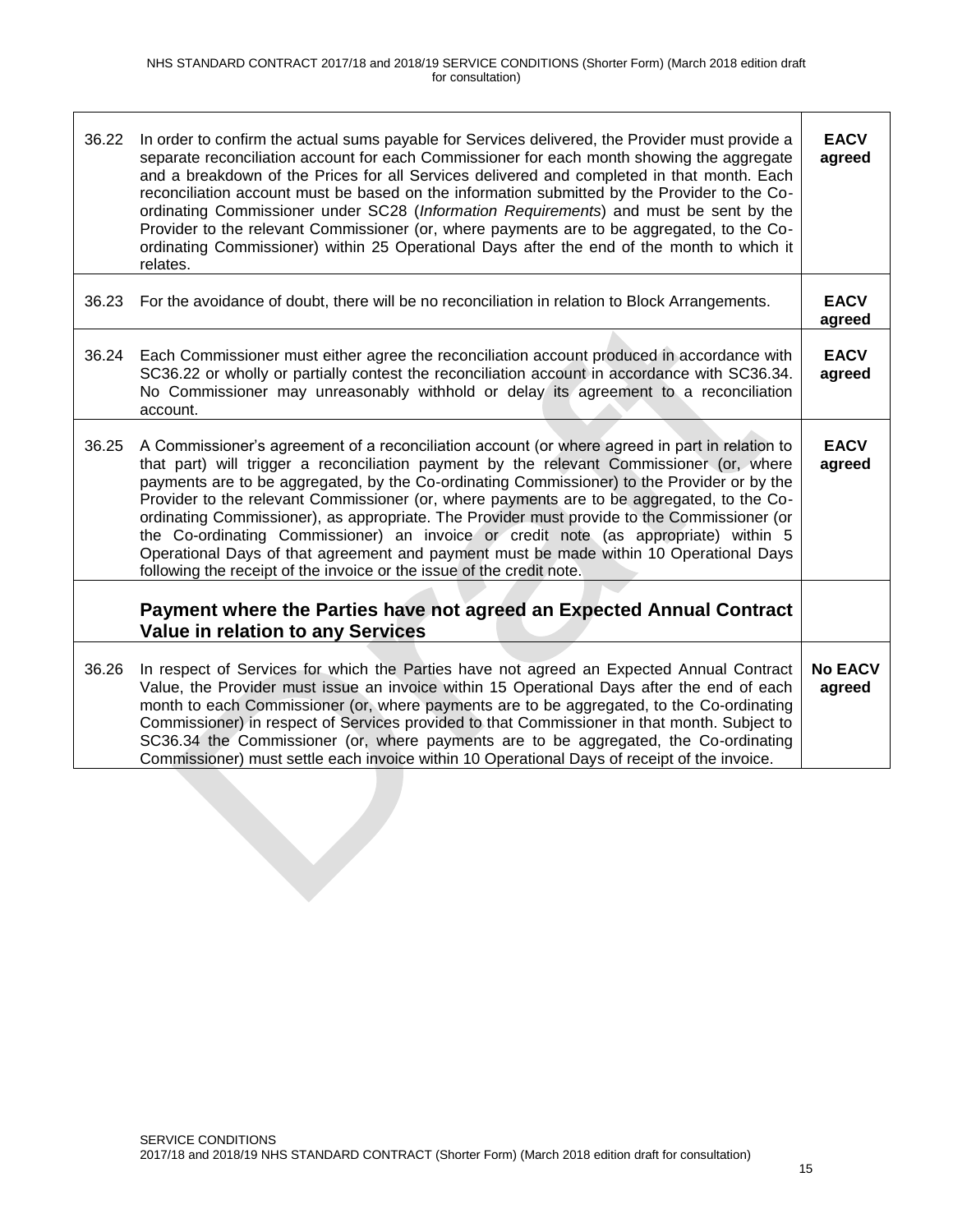| | | |
|---|---|---|
| 36.22 | In order to confirm the actual sums payable for Services delivered, the Provider must provide a separate reconciliation account for each Commissioner for each month showing the aggregate and a breakdown of the Prices for all Services delivered and completed in that month. Each reconciliation account must be based on the information submitted by the Provider to the Co-ordinating Commissioner under SC28 (*Information Requirements*) and must be sent by the Provider to the relevant Commissioner (or, where payments are to be aggregated, to the Co-ordinating Commissioner) within 25 Operational Days after the end of the month to which it relates. | **EACV agreed** |
| 36.23 | For the avoidance of doubt, there will be no reconciliation in relation to Block Arrangements. | **EACV agreed** |
| 36.24 | Each Commissioner must either agree the reconciliation account produced in accordance with SC36.22 or wholly or partially contest the reconciliation account in accordance with SC36.34. No Commissioner may unreasonably withhold or delay its agreement to a reconciliation account. | **EACV agreed** |
| 36.25 | A Commissioner's agreement of a reconciliation account (or where agreed in part in relation to that part) will trigger a reconciliation payment by the relevant Commissioner (or, where payments are to be aggregated, by the Co-ordinating Commissioner) to the Provider or by the Provider to the relevant Commissioner (or, where payments are to be aggregated, to the Co-ordinating Commissioner), as appropriate. The Provider must provide to the Commissioner (or the Co-ordinating Commissioner) an invoice or credit note (as appropriate) within 5 Operational Days of that agreement and payment must be made within 10 Operational Days following the receipt of the invoice or the issue of the credit note. | **EACV agreed** |
| | **Payment where the Parties have not agreed an Expected Annual Contract Value in relation to any Services** | |
| 36.26 | In respect of Services for which the Parties have not agreed an Expected Annual Contract Value, the Provider must issue an invoice within 15 Operational Days after the end of each month to each Commissioner (or, where payments are to be aggregated, to the Co-ordinating Commissioner) in respect of Services provided to that Commissioner in that month. Subject to SC36.34 the Commissioner (or, where payments are to be aggregated, the Co-ordinating Commissioner) must settle each invoice within 10 Operational Days of receipt of the invoice. | **No EACV agreed** |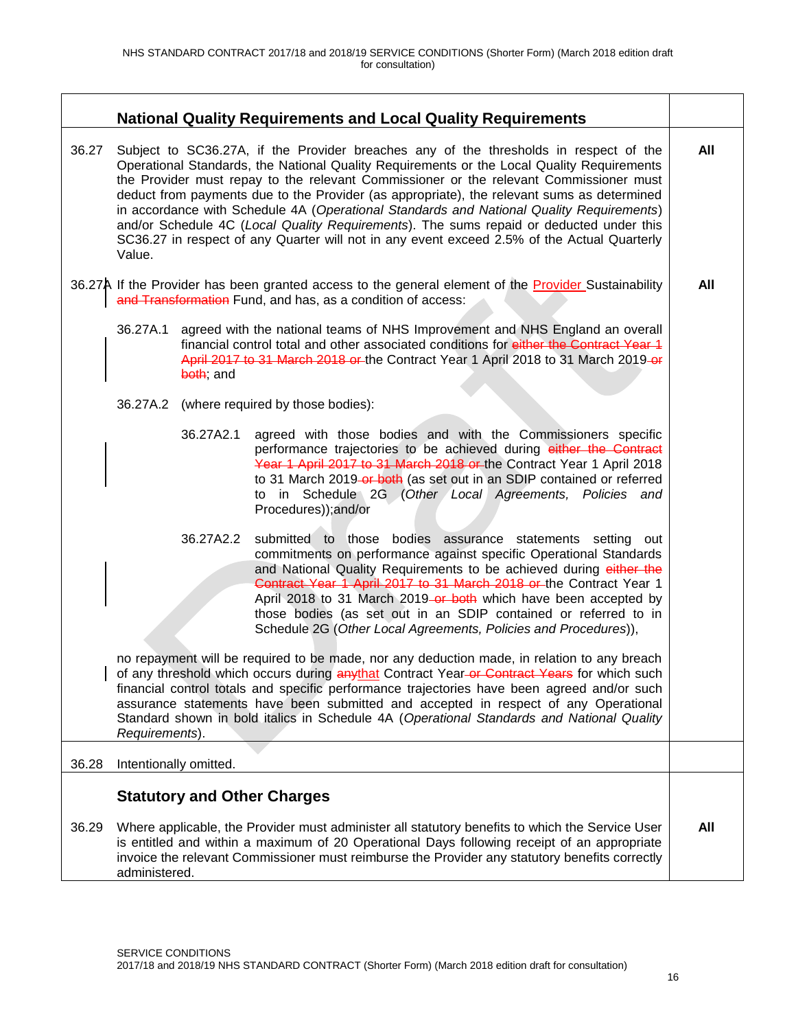## National Quality Requirements and Local Quality Requirements

| | | |
|---|---|---|
| 36.27 | Subject to SC36.27A, if the Provider breaches any of the thresholds in respect of the Operational Standards, the National Quality Requirements or the Local Quality Requirements the Provider must repay to the relevant Commissioner or the relevant Commissioner must deduct from payments due to the Provider (as appropriate), the relevant sums as determined in accordance with Schedule 4A (*Operational Standards and National Quality Requirements*) and/or Schedule 4C (*Local Quality Requirements*). The sums repaid or deducted under this SC36.27 in respect of any Quarter will not in any event exceed 2.5% of the Actual Quarterly Value. | **All** |
| 36.27A | If the Provider has been granted access to the general element of the Provider Sustainability ~~and Transformation~~ Fund, and has, as a condition of access:<br><br>36.27A.1 agreed with the national teams of NHS Improvement and NHS England an overall financial control total and other associated conditions for ~~either the Contract Year 1 April 2017 to 31 March 2018 or~~ the Contract Year 1 April 2018 to 31 March 2019 ~~or both~~; and<br><br>36.27A.2 (where required by those bodies):<br><br>36.27A2.1 agreed with those bodies and with the Commissioners specific performance trajectories to be achieved during ~~either the Contract Year 1 April 2017 to 31 March 2018 or~~ the Contract Year 1 April 2018 to 31 March 2019 ~~or both~~ (as set out in an SDIP contained or referred to in Schedule 2G (*Other Local Agreements, Policies and Procedures*));and/or<br><br>36.27A2.2 submitted to those bodies assurance statements setting out commitments on performance against specific Operational Standards and National Quality Requirements to be achieved during ~~either the Contract Year 1 April 2017 to 31 March 2018 or~~ the Contract Year 1 April 2018 to 31 March 2019 which have been accepted by those bodies (as set out in an SDIP contained or referred to in Schedule 2G (*Other Local Agreements, Policies and Procedures*)),<br><br>no repayment will be required to be made, nor any deduction made, in relation to any breach of any threshold which occurs during ~~any~~that Contract Year ~~or Contract Years~~ for which such financial control totals and specific performance trajectories have been agreed and/or such assurance statements have been submitted and accepted in respect of any Operational Standard shown in bold italics in Schedule 4A (*Operational Standards and National Quality Requirements*). | **All** |
| 36.28 | Intentionally omitted. | |

## Statutory and Other Charges

| | | |
|---|---|---|
| 36.29 | Where applicable, the Provider must administer all statutory benefits to which the Service User is entitled and within a maximum of 20 Operational Days following receipt of an appropriate invoice the relevant Commissioner must reimburse the Provider any statutory benefits correctly administered. | **All** |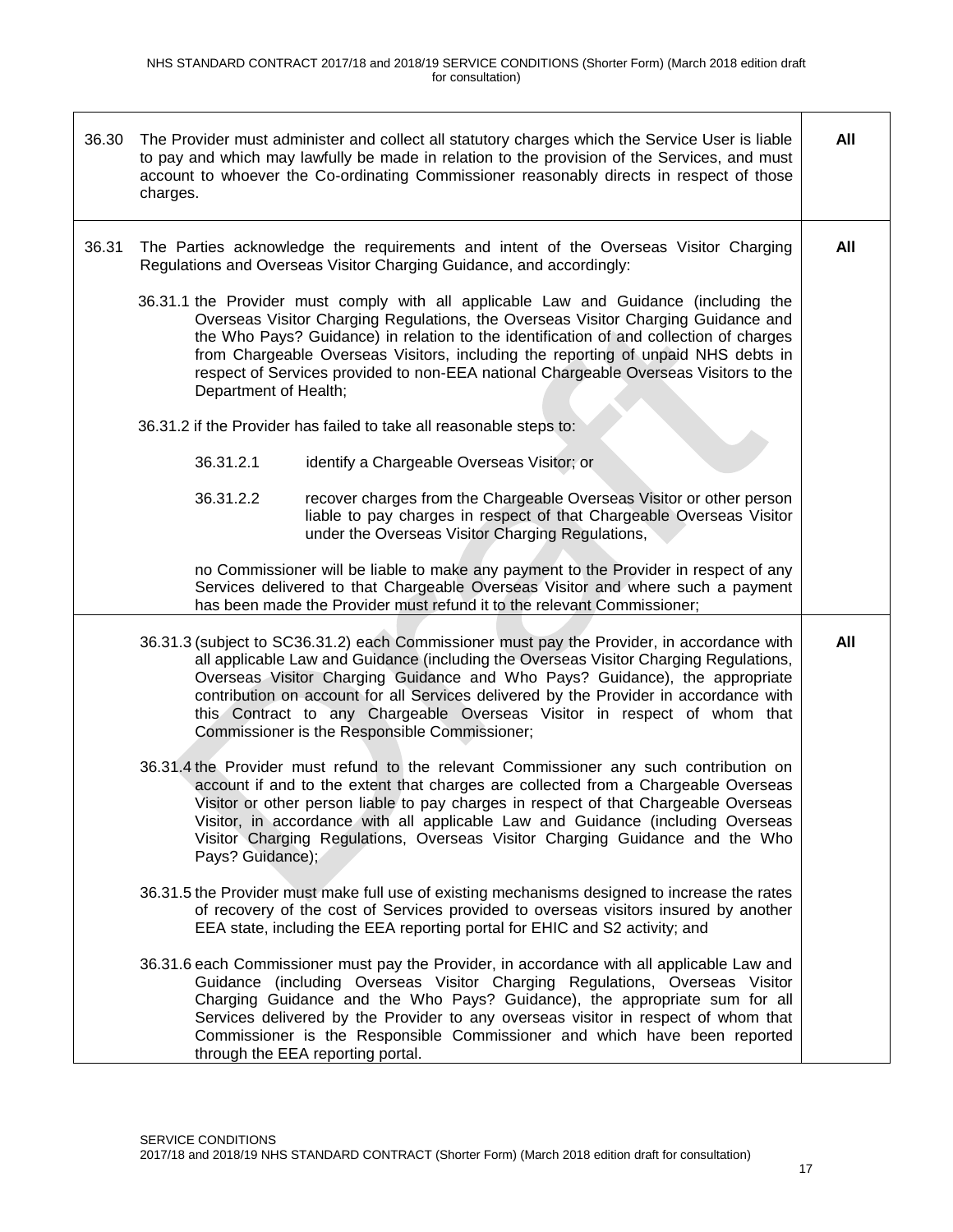| | | |
|---|---|---|
| 36.30 | The Provider must administer and collect all statutory charges which the Service User is liable to pay and which may lawfully be made in relation to the provision of the Services, and must account to whoever the Co-ordinating Commissioner reasonably directs in respect of those charges. | **All** |
| 36.31 | The Parties acknowledge the requirements and intent of the Overseas Visitor Charging Regulations and Overseas Visitor Charging Guidance, and accordingly:<br><br>36.31.1 the Provider must comply with all applicable Law and Guidance (including the Overseas Visitor Charging Regulations, the Overseas Visitor Charging Guidance and the Who Pays? Guidance) in relation to the identification of and collection of charges from Chargeable Overseas Visitors, including the reporting of unpaid NHS debts in respect of Services provided to non-EEA national Chargeable Overseas Visitors to the Department of Health;<br><br>36.31.2 if the Provider has failed to take all reasonable steps to:<br><br>36.31.2.1 identify a Chargeable Overseas Visitor; or<br><br>36.31.2.2 recover charges from the Chargeable Overseas Visitor or other person liable to pay charges in respect of that Chargeable Overseas Visitor under the Overseas Visitor Charging Regulations,<br><br>no Commissioner will be liable to make any payment to the Provider in respect of any Services delivered to that Chargeable Overseas Visitor and where such a payment has been made the Provider must refund it to the relevant Commissioner; | **All** |
| | 36.31.3 (subject to SC36.31.2) each Commissioner must pay the Provider, in accordance with all applicable Law and Guidance (including the Overseas Visitor Charging Regulations, Overseas Visitor Charging Guidance and Who Pays? Guidance), the appropriate contribution on account for all Services delivered by the Provider in accordance with this Contract to any Chargeable Overseas Visitor in respect of whom that Commissioner is the Responsible Commissioner;<br><br>36.31.4 the Provider must refund to the relevant Commissioner any such contribution on account if and to the extent that charges are collected from a Chargeable Overseas Visitor or other person liable to pay charges in respect of that Chargeable Overseas Visitor, in accordance with all applicable Law and Guidance (including Overseas Visitor Charging Regulations, Overseas Visitor Charging Guidance and the Who Pays? Guidance);<br><br>36.31.5 the Provider must make full use of existing mechanisms designed to increase the rates of recovery of the cost of Services provided to overseas visitors insured by another EEA state, including the EEA reporting portal for EHIC and S2 activity; and<br><br>36.31.6 each Commissioner must pay the Provider, in accordance with all applicable Law and Guidance (including Overseas Visitor Charging Regulations, Overseas Visitor Charging Guidance and the Who Pays? Guidance), the appropriate sum for all Services delivered by the Provider to any overseas visitor in respect of whom that Commissioner is the Responsible Commissioner and which have been reported through the EEA reporting portal. | **All** |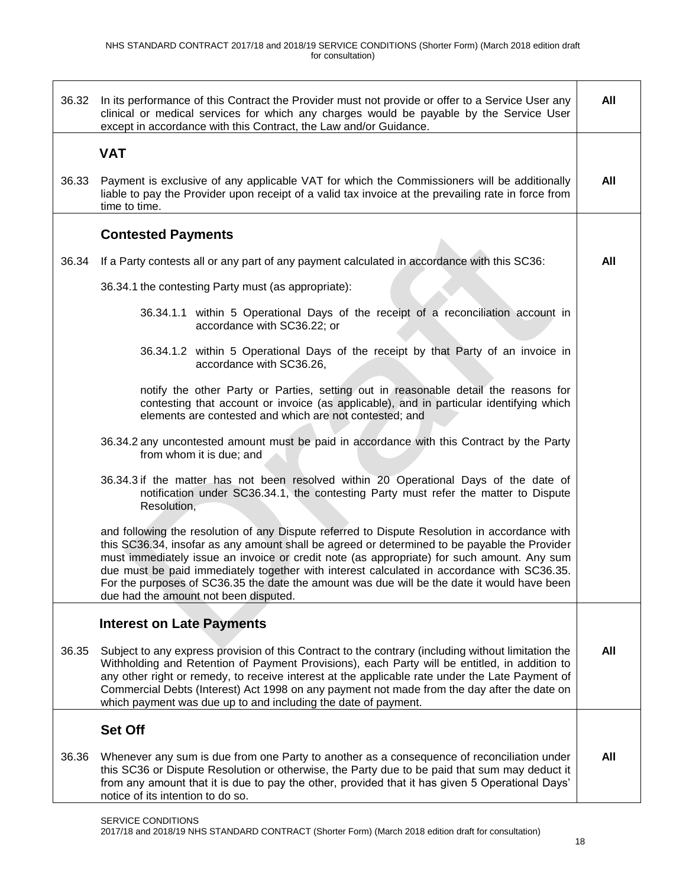| | | |
|---|---|---|
| 36.32 | In its performance of this Contract the Provider must not provide or offer to a Service User any clinical or medical services for which any charges would be payable by the Service User except in accordance with this Contract, the Law and/or Guidance. | **All** |
| | **VAT** | |
| 36.33 | Payment is exclusive of any applicable VAT for which the Commissioners will be additionally liable to pay the Provider upon receipt of a valid tax invoice at the prevailing rate in force from time to time. | **All** |
| | **Contested Payments** | |
| 36.34 | If a Party contests all or any part of any payment calculated in accordance with this SC36:<br><br>36.34.1 the contesting Party must (as appropriate):<br><br>36.34.1.1 within 5 Operational Days of the receipt of a reconciliation account in accordance with SC36.22; or<br><br>36.34.1.2 within 5 Operational Days of the receipt by that Party of an invoice in accordance with SC36.26,<br><br>notify the other Party or Parties, setting out in reasonable detail the reasons for contesting that account or invoice (as applicable), and in particular identifying which elements are contested and which are not contested; and<br><br>36.34.2 any uncontested amount must be paid in accordance with this Contract by the Party from whom it is due; and<br><br>36.34.3 if the matter has not been resolved within 20 Operational Days of the date of notification under SC36.34.1, the contesting Party must refer the matter to Dispute Resolution,<br><br>and following the resolution of any Dispute referred to Dispute Resolution in accordance with this SC36.34, insofar as any amount shall be agreed or determined to be payable the Provider must immediately issue an invoice or credit note (as appropriate) for such amount. Any sum due must be paid immediately together with interest calculated in accordance with SC36.35. For the purposes of SC36.35 the date the amount was due will be the date it would have been due had the amount not been disputed. | **All** |
| | **Interest on Late Payments** | |
| 36.35 | Subject to any express provision of this Contract to the contrary (including without limitation the Withholding and Retention of Payment Provisions), each Party will be entitled, in addition to any other right or remedy, to receive interest at the applicable rate under the Late Payment of Commercial Debts (Interest) Act 1998 on any payment not made from the day after the date on which payment was due up to and including the date of payment. | **All** |
| | **Set Off** | |
| 36.36 | Whenever any sum is due from one Party to another as a consequence of reconciliation under this SC36 or Dispute Resolution or otherwise, the Party due to be paid that sum may deduct it from any amount that it is due to pay the other, provided that it has given 5 Operational Days' notice of its intention to do so. | **All** |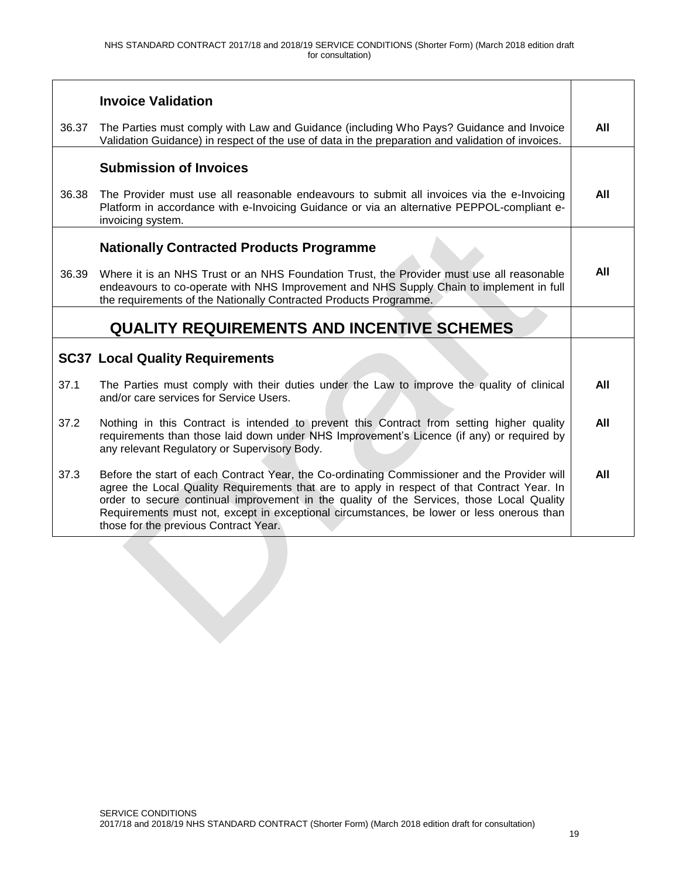| | | |
|---|---|---|
| | **Invoice Validation** | |
| 36.37 | The Parties must comply with Law and Guidance (including Who Pays? Guidance and Invoice Validation Guidance) in respect of the use of data in the preparation and validation of invoices. | **All** |
| | **Submission of Invoices** | |
| 36.38 | The Provider must use all reasonable endeavours to submit all invoices via the e-Invoicing Platform in accordance with e-Invoicing Guidance or via an alternative PEPPOL-compliant e-invoicing system. | **All** |
| | **Nationally Contracted Products Programme** | |
| 36.39 | Where it is an NHS Trust or an NHS Foundation Trust, the Provider must use all reasonable endeavours to co-operate with NHS Improvement and NHS Supply Chain to implement in full the requirements of the Nationally Contracted Products Programme. | **All** |
| | **QUALITY REQUIREMENTS AND INCENTIVE SCHEMES** | |
| **SC37** | **Local Quality Requirements** | |
| 37.1 | The Parties must comply with their duties under the Law to improve the quality of clinical and/or care services for Service Users. | **All** |
| 37.2 | Nothing in this Contract is intended to prevent this Contract from setting higher quality requirements than those laid down under NHS Improvement's Licence (if any) or required by any relevant Regulatory or Supervisory Body. | **All** |
| 37.3 | Before the start of each Contract Year, the Co-ordinating Commissioner and the Provider will agree the Local Quality Requirements that are to apply in respect of that Contract Year. In order to secure continual improvement in the quality of the Services, those Local Quality Requirements must not, except in exceptional circumstances, be lower or less onerous than those for the previous Contract Year. | **All** |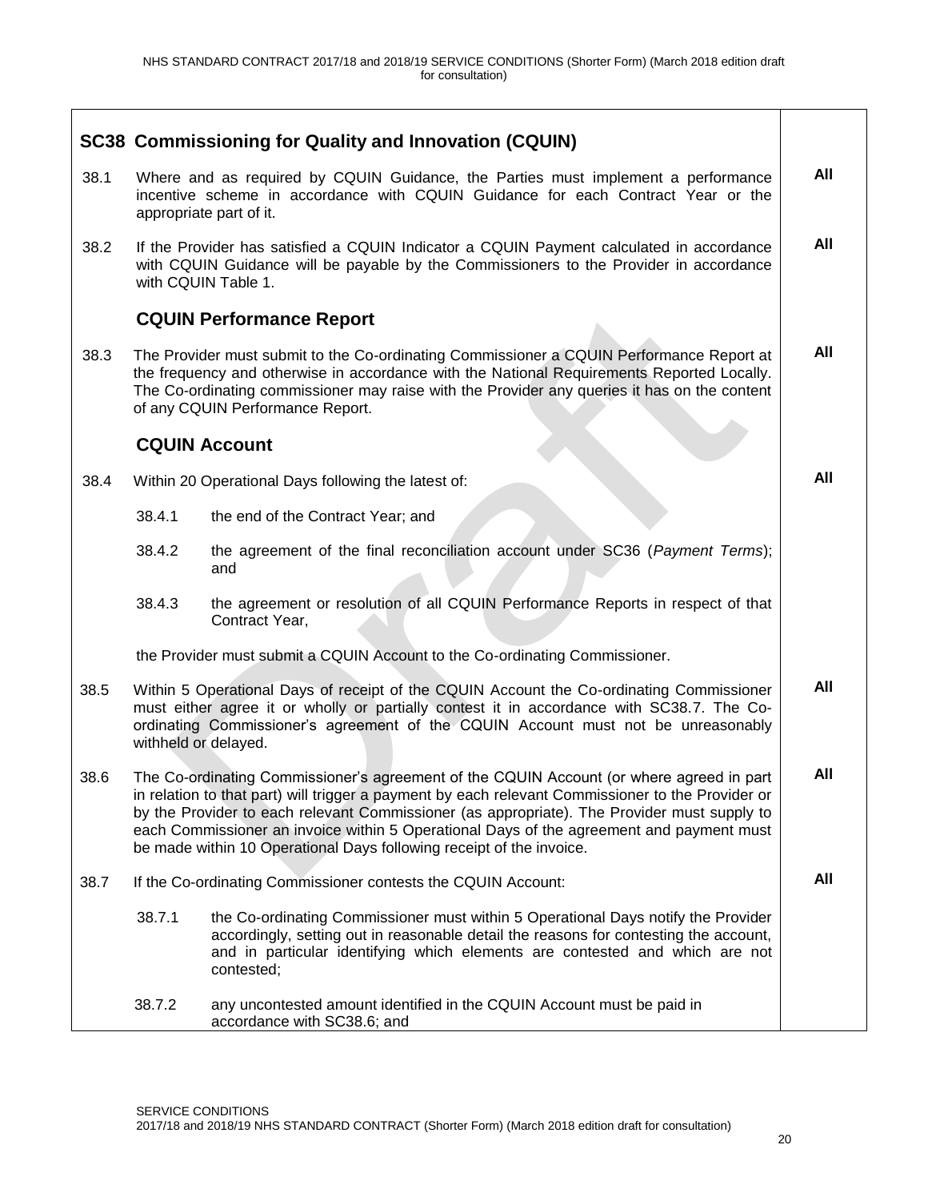## SC38 Commissioning for Quality and Innovation (CQUIN)

| | | |
|---|---|---|
| 38.1 | Where and as required by CQUIN Guidance, the Parties must implement a performance incentive scheme in accordance with CQUIN Guidance for each Contract Year or the appropriate part of it. | **All** |
| 38.2 | If the Provider has satisfied a CQUIN Indicator a CQUIN Payment calculated in accordance with CQUIN Guidance will be payable by the Commissioners to the Provider in accordance with CQUIN Table 1. | **All** |
| | **CQUIN Performance Report** | |
| 38.3 | The Provider must submit to the Co-ordinating Commissioner a CQUIN Performance Report at the frequency and otherwise in accordance with the National Requirements Reported Locally. The Co-ordinating commissioner may raise with the Provider any queries it has on the content of any CQUIN Performance Report. | **All** |
| | **CQUIN Account** | |
| 38.4 | Within 20 Operational Days following the latest of:<br><br>38.4.1 the end of the Contract Year; and<br><br>38.4.2 the agreement of the final reconciliation account under SC36 (*Payment Terms*); and<br><br>38.4.3 the agreement or resolution of all CQUIN Performance Reports in respect of that Contract Year,<br><br>the Provider must submit a CQUIN Account to the Co-ordinating Commissioner. | **All** |
| 38.5 | Within 5 Operational Days of receipt of the CQUIN Account the Co-ordinating Commissioner must either agree it or wholly or partially contest it in accordance with SC38.7. The Co-ordinating Commissioner's agreement of the CQUIN Account must not be unreasonably withheld or delayed. | **All** |
| 38.6 | The Co-ordinating Commissioner's agreement of the CQUIN Account (or where agreed in part in relation to that part) will trigger a payment by each relevant Commissioner to the Provider or by the Provider to each relevant Commissioner (as appropriate). The Provider must supply to each Commissioner an invoice within 5 Operational Days of the agreement and payment must be made within 10 Operational Days following receipt of the invoice. | **All** |
| 38.7 | If the Co-ordinating Commissioner contests the CQUIN Account:<br><br>38.7.1 the Co-ordinating Commissioner must within 5 Operational Days notify the Provider accordingly, setting out in reasonable detail the reasons for contesting the account, and in particular identifying which elements are contested and which are not contested;<br><br>38.7.2 any uncontested amount identified in the CQUIN Account must be paid in accordance with SC38.6; and | **All** |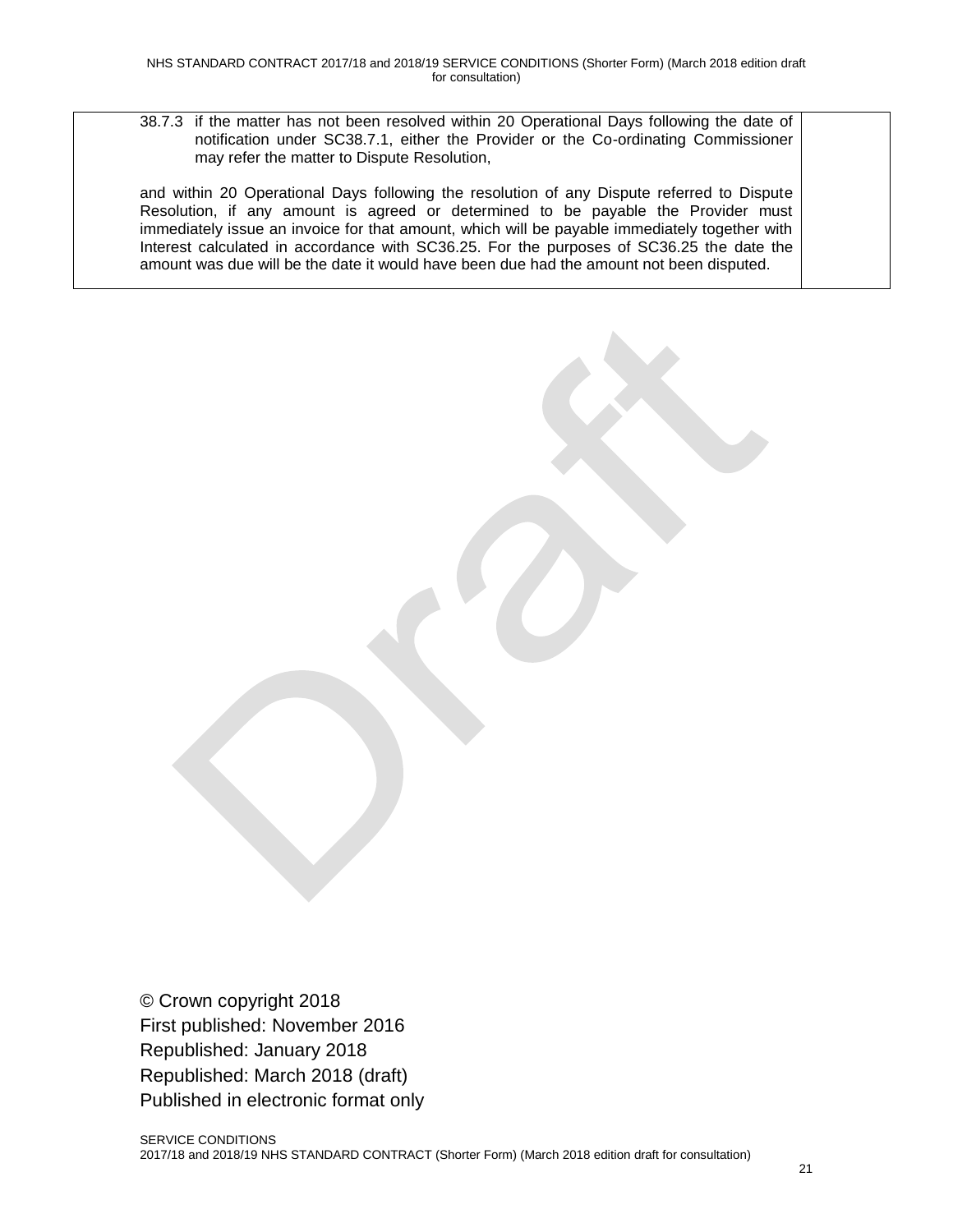| | |
|---|---|
| 38.7.3 if the matter has not been resolved within 20 Operational Days following the date of notification under SC38.7.1, either the Provider or the Co-ordinating Commissioner may refer the matter to Dispute Resolution,<br><br>and within 20 Operational Days following the resolution of any Dispute referred to Dispute Resolution, if any amount is agreed or determined to be payable the Provider must immediately issue an invoice for that amount, which will be payable immediately together with Interest calculated in accordance with SC36.25. For the purposes of SC36.25 the date the amount was due will be the date it would have been due had the amount not been disputed. | |

© Crown copyright 2018
First published: November 2016
Republished: January 2018
Republished: March 2018 (draft)
Published in electronic format only